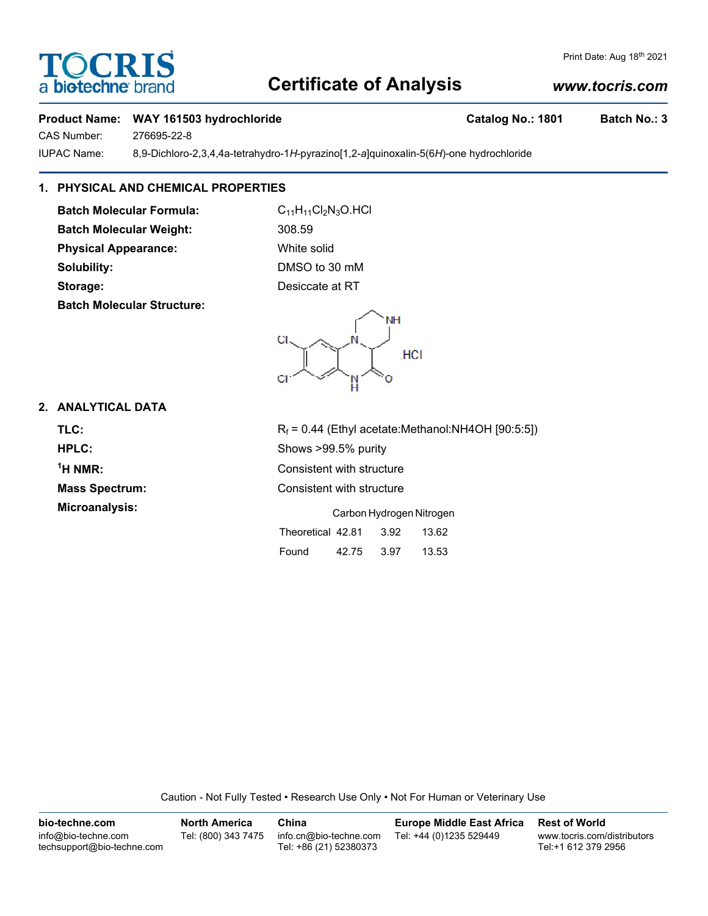# Certificate of Analysis

Print Date: Aug 18th 2021

www.tocris.com

**Product Name: WAY 161503 hydrochloride** **Catalog No.: 1801** **Batch No.: 3**

CAS Number: 276695-22-8

IUPAC Name: 8,9-Dichloro-2,3,4,4a-tetrahydro-1*H*-pyrazino[1,2-*a*]quinoxalin-5(6*H*)-one hydrochloride

## 1. PHYSICAL AND CHEMICAL PROPERTIES

**Batch Molecular Formula:** $C_{11}H_{11}Cl_2N_3O.HCl$

**Batch Molecular Weight:** 308.59

**Physical Appearance:** White solid

**Solubility:** DMSO to 30 mM

**Storage:** Desiccate at RT

**Batch Molecular Structure:**

## 2. ANALYTICAL DATA

**TLC:** $R_f$ = 0.44 (Ethyl acetate:Methanol:NH4OH [90:5:5])

**HPLC:** Shows >99.5% purity

**$^1$H NMR:** Consistent with structure

**Mass Spectrum:** Consistent with structure

**Microanalysis:**

| | Carbon | Hydrogen | Nitrogen |
|---|---|---|---|
| Theoretical | 42.81 | 3.92 | 13.62 |
| Found | 42.75 | 3.97 | 13.53 |

Caution - Not Fully Tested • Research Use Only • Not For Human or Veterinary Use

| bio-techne.com | North America | China | Europe Middle East Africa | Rest of World |
|---|---|---|---|---|
| info@bio-techne.com techsupport@bio-techne.com | Tel: (800) 343 7475 | info.cn@bio-techne.com Tel: +86 (21) 52380373 | Tel: +44 (0)1235 529449 | www.tocris.com/distributors Tel:+1 612 379 2956 |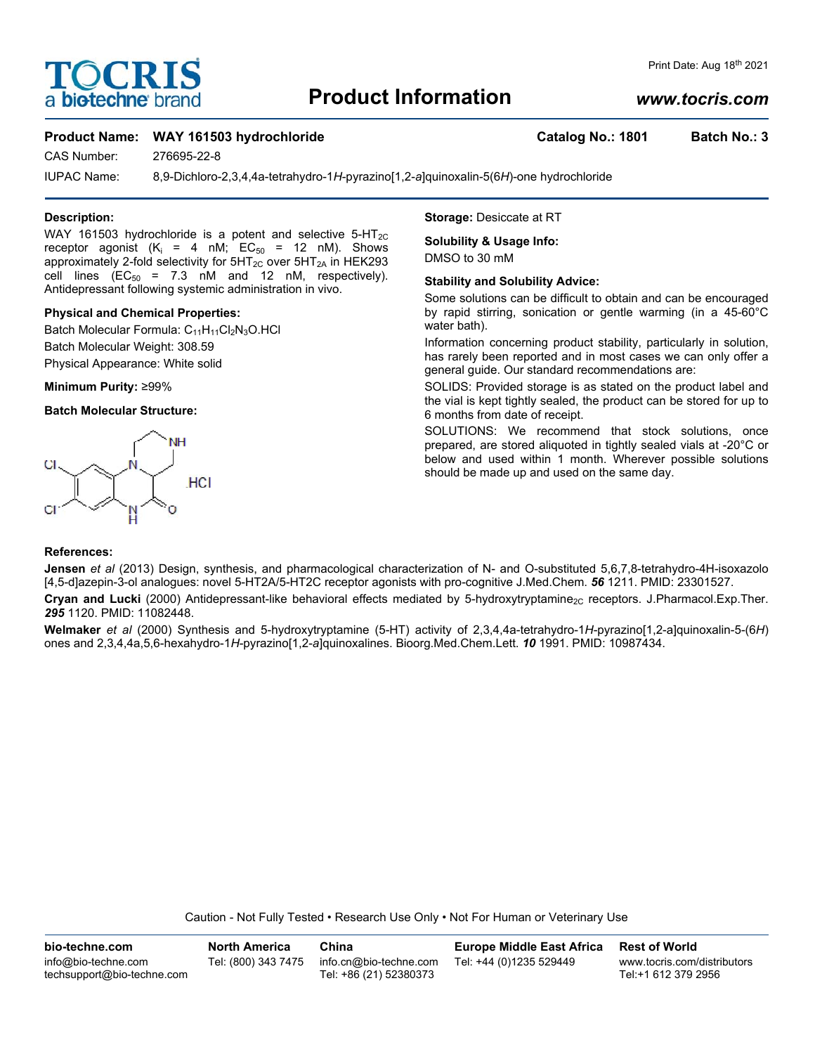# Product Information

**Product Name:** WAY 161503 hydrochloride **Catalog No.:** 1801 **Batch No.:** 3

CAS Number: 276695-22-8

IUPAC Name: 8,9-Dichloro-2,3,4,4a-tetrahydro-1*H*-pyrazino[1,2-*a*]quinoxalin-5(6*H*)-one hydrochloride

### Description:

WAY 161503 hydrochloride is a potent and selective 5-$HT_{2C}$ receptor agonist ($K_i$ = 4 nM; $EC_{50}$ = 12 nM). Shows approximately 2-fold selectivity for $5HT_{2C}$ over $5HT_{2A}$ in HEK293 cell lines ($EC_{50}$ = 7.3 nM and 12 nM, respectively). Antidepressant following systemic administration in vivo.

### Physical and Chemical Properties:

Batch Molecular Formula: $C_{11}H_{11}Cl_2N_3O$.HCl

Batch Molecular Weight: 308.59

Physical Appearance: White solid

**Minimum Purity:** ≥99%

### Batch Molecular Structure:

Cl
Cl
N
NH
N
H
O
.HCl

**Storage:** Desiccate at RT

### Solubility & Usage Info:

DMSO to 30 mM

### Stability and Solubility Advice:

Some solutions can be difficult to obtain and can be encouraged by rapid stirring, sonication or gentle warming (in a 45-60°C water bath).

Information concerning product stability, particularly in solution, has rarely been reported and in most cases we can only offer a general guide. Our standard recommendations are:

SOLIDS: Provided storage is as stated on the product label and the vial is kept tightly sealed, the product can be stored for up to 6 months from date of receipt.

SOLUTIONS: We recommend that stock solutions, once prepared, are stored aliquoted in tightly sealed vials at -20°C or below and used within 1 month. Wherever possible solutions should be made up and used on the same day.

### References:

**Jensen** *et al* (2013) Design, synthesis, and pharmacological characterization of N- and O-substituted 5,6,7,8-tetrahydro-4H-isoxazolo [4,5-d]azepin-3-ol analogues: novel 5-HT2A/5-HT2C receptor agonists with pro-cognitive J.Med.Chem. ***56*** 1211. PMID: 23301527.

**Cryan and Lucki** (2000) Antidepressant-like behavioral effects mediated by 5-hydroxytryptamine$_{2C}$ receptors. J.Pharmacol.Exp.Ther. ***295*** 1120. PMID: 11082448.

**Welmaker** *et al* (2000) Synthesis and 5-hydroxytryptamine (5-HT) activity of 2,3,4,4a-tetrahydro-1*H*-pyrazino[1,2-a]quinoxalin-5-(6*H*) ones and 2,3,4,4a,5,6-hexahydro-1*H*-pyrazino[1,2-*a*]quinoxalines. Bioorg.Med.Chem.Lett. ***10*** 1991. PMID: 10987434.

Caution - Not Fully Tested • Research Use Only • Not For Human or Veterinary Use

| **bio-techne.com** | **North America** | **China** | **Europe Middle East Africa** | **Rest of World** |
|---|---|---|---|---|
| info@bio-techne.com | Tel: (800) 343 7475 | info.cn@bio-techne.com | Tel: +44 (0)1235 529449 | www.tocris.com/distributors |
| techsupport@bio-techne.com | | Tel: +86 (21) 52380373 | | Tel:+1 612 379 2956 |